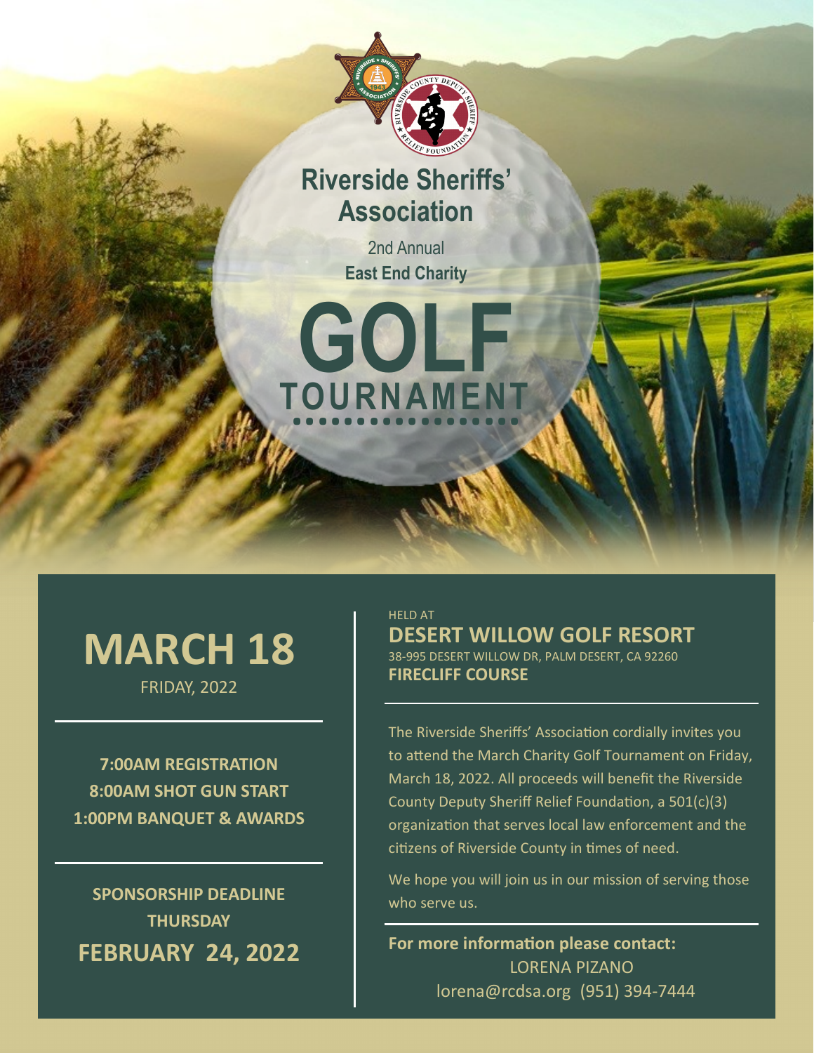# Riverside Sheriffs' Association

2nd Annual
**East End Charity**

# GOLF TOURNAMENT

## MARCH 18

FRIDAY, 2022

**7:00AM REGISTRATION**
**8:00AM SHOT GUN START**
**1:00PM BANQUET & AWARDS**

**SPONSORSHIP DEADLINE**
**THURSDAY**
**FEBRUARY 24, 2022**

HELD AT
**DESERT WILLOW GOLF RESORT**
38-995 DESERT WILLOW DR, PALM DESERT, CA 92260
**FIRECLIFF COURSE**

The Riverside Sheriffs' Association cordially invites you to attend the March Charity Golf Tournament on Friday, March 18, 2022. All proceeds will benefit the Riverside County Deputy Sheriff Relief Foundation, a 501(c)(3) organization that serves local law enforcement and the citizens of Riverside County in times of need.

We hope you will join us in our mission of serving those who serve us.

**For more information please contact:**
LORENA PIZANO
lorena@rcdsa.org (951) 394-7444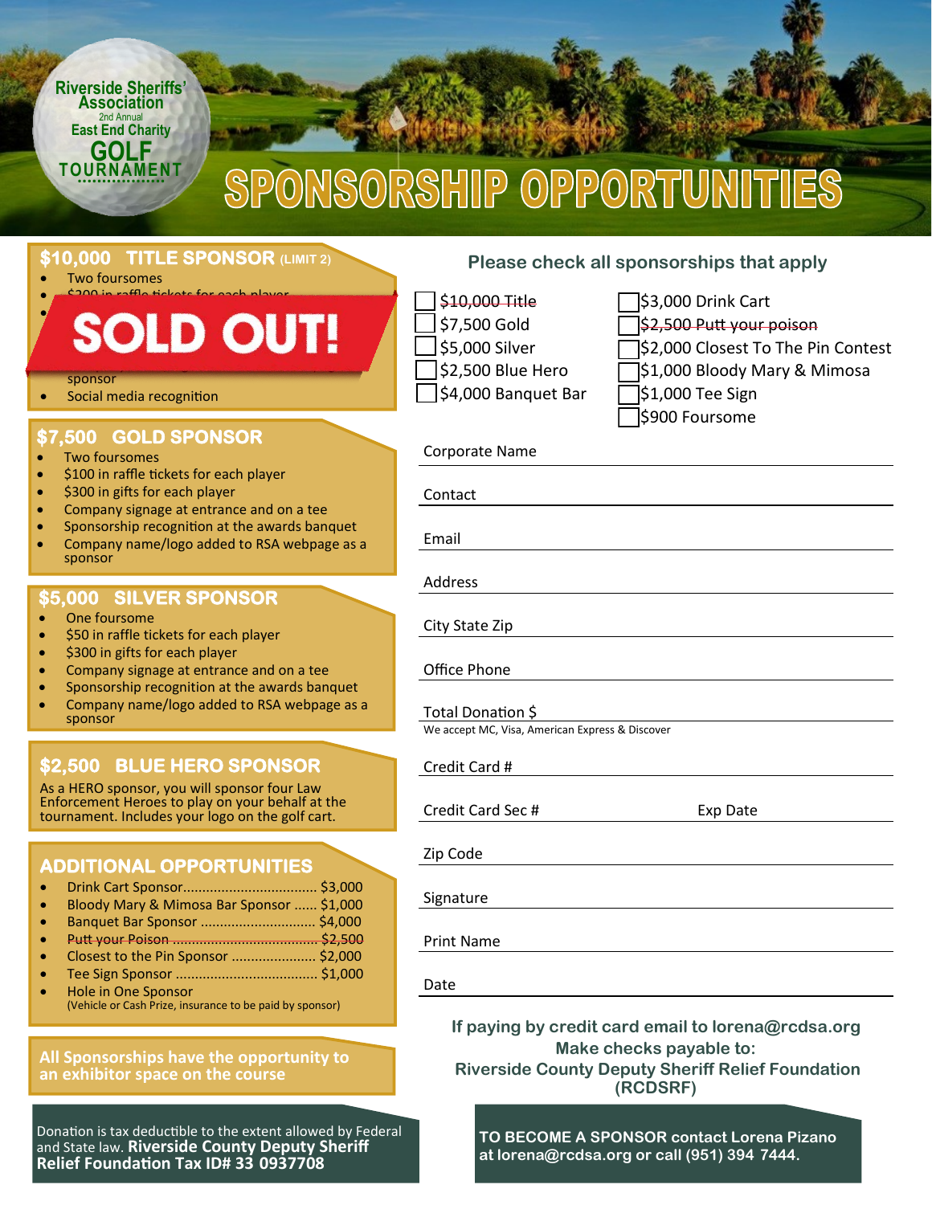Riverside Sheriffs' Association
2nd Annual
East End Charity
GOLF TOURNAMENT

# SPONSORSHIP OPPORTUNITIES

## $10,000 TITLE SPONSOR (LIMIT 2)

- Two foursomes
- $200 in raffle tickets for each player
- 

**SOLD OUT!**

sponsor
- Social media recognition

## $7,500 GOLD SPONSOR

- Two foursomes
- $100 in raffle tickets for each player
- $300 in gifts for each player
- Company signage at entrance and on a tee
- Sponsorship recognition at the awards banquet
- Company name/logo added to RSA webpage as a sponsor

## $5,000 SILVER SPONSOR

- One foursome
- $50 in raffle tickets for each player
- $300 in gifts for each player
- Company signage at entrance and on a tee
- Sponsorship recognition at the awards banquet
- Company name/logo added to RSA webpage as a sponsor

## $2,500 BLUE HERO SPONSOR

As a HERO sponsor, you will sponsor four Law Enforcement Heroes to play on your behalf at the tournament. Includes your logo on the golf cart.

## ADDITIONAL OPPORTUNITIES

- Drink Cart Sponsor.................................. $3,000
- Bloody Mary & Mimosa Bar Sponsor ...... $1,000
- Banquet Bar Sponsor ............................. $4,000
- ~~Putt your Poison ..................................... $2,500~~
- Closest to the Pin Sponsor ..................... $2,000
- Tee Sign Sponsor .................................... $1,000
- Hole in One Sponsor
  (Vehicle or Cash Prize, insurance to be paid by sponsor)

**All Sponsorships have the opportunity to an exhibitor space on the course**

Donation is tax deductible to the extent allowed by Federal and State law. **Riverside County Deputy Sheriff Relief Foundation Tax ID# 33 0937708**

**Please check all sponsorships that apply**

- ☐ ~~$10,000 Title~~
- ☐ $7,500 Gold
- ☐ $5,000 Silver
- ☐ $2,500 Blue Hero
- ☐ $4,000 Banquet Bar
- ☐ $3,000 Drink Cart
- ☐ ~~$2,500 Putt your poison~~
- ☐ $2,000 Closest To The Pin Contest
- ☐ $1,000 Bloody Mary & Mimosa
- ☐ $1,000 Tee Sign
- ☐ $900 Foursome

Corporate Name ____________________

Contact ____________________

Email ____________________

Address ____________________

City State Zip ____________________

Office Phone ____________________

Total Donation $ ____________________

We accept MC, Visa, American Express & Discover

Credit Card # ____________________

Credit Card Sec # __________ Exp Date __________

Zip Code ____________________

Signature ____________________

Print Name ____________________

Date ____________________

**If paying by credit card email to lorena@rcdsa.org**
**Make checks payable to:**
**Riverside County Deputy Sheriff Relief Foundation (RCDSRF)**

**TO BECOME A SPONSOR contact Lorena Pizano at lorena@rcdsa.org or call (951) 394 7444.**